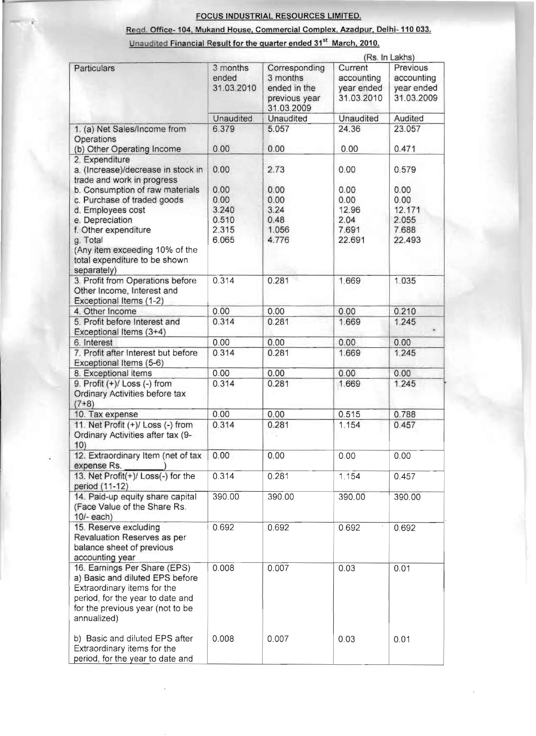# FOCUS INDUSTRIAL RESOURCES LIMITED.

**Regd. Office- 104, Mukand House, Commercial Complex, Azadpur, Delhi- 110 033.**

**Unaudited Financial Result for the quarter ended 31st March, 2010.**

(Rs. In Lakhs)

| Particulars | 3 months ended 31.03.2010 | Corresponding 3 months ended in the previous year 31.03.2009 | Current accounting year ended 31.03.2010 | Previous accounting year ended 31.03.2009 |
|---|---|---|---|---|
| | Unaudited | Unaudited | Unaudited | Audited |
| 1. (a) Net Sales/Income from Operations | 6.379 | 5.057 | 24.36 | 23.057 |
| (b) Other Operating Income | 0.00 | 0.00 | 0.00 | 0.471 |
| 2. Expenditure | | | | |
| a. (Increase)/decrease in stock in trade and work in progress | 0.00 | 2.73 | 0.00 | 0.579 |
| b. Consumption of raw materials | 0.00 | 0.00 | 0.00 | 0.00 |
| c. Purchase of traded goods | 0.00 | 0.00 | 0.00 | 0.00 |
| d. Employees cost | 3.240 | 3.24 | 12.96 | 12.171 |
| e. Depreciation | 0.510 | 0.48 | 2.04 | 2.055 |
| f. Other expenditure | 2.315 | 1.056 | 7.691 | 7.688 |
| g. Total (Any item exceeding 10% of the total expenditure to be shown separately) | 6.065 | 4.776 | 22.691 | 22.493 |
| 3. Profit from Operations before Other Income, Interest and Exceptional Items (1-2) | 0.314 | 0.281 | 1.669 | 1.035 |
| 4. Other Income | 0.00 | 0.00 | 0.00 | 0.210 |
| 5. Profit before Interest and Exceptional Items (3+4) | 0.314 | 0.281 | 1.669 | 1.245 |
| 6. Interest | 0.00 | 0.00 | 0.00 | 0.00 |
| 7. Profit after Interest but before Exceptional Items (5-6) | 0.314 | 0.281 | 1.669 | 1.245 |
| 8. Exceptional items | 0.00 | 0.00 | 0.00 | 0.00 |
| 9. Profit (+)/ Loss (-) from Ordinary Activities before tax (7+8) | 0.314 | 0.281 | 1.669 | 1.245 |
| 10. Tax expense | 0.00 | 0.00 | 0.515 | 0.788 |
| 11. Net Profit (+)/ Loss (-) from Ordinary Activities after tax (9-10) | 0.314 | 0.281 | 1.154 | 0.457 |
| 12. Extraordinary Item (net of tax expense Rs. ________) | 0.00 | 0.00 | 0.00 | 0.00 |
| 13. Net Profit(+)/ Loss(-) for the period (11-12) | 0.314 | 0.281 | 1.154 | 0.457 |
| 14. Paid-up equity share capital (Face Value of the Share Rs. 10/- each) | 390.00 | 390.00 | 390.00 | 390.00 |
| 15. Reserve excluding Revaluation Reserves as per balance sheet of previous accounting year | 0.692 | 0.692 | 0.692 | 0.692 |
| 16. Earnings Per Share (EPS) a) Basic and diluted EPS before Extraordinary items for the period, for the year to date and for the previous year (not to be annualized) | 0.008 | 0.007 | 0.03 | 0.01 |
| b) Basic and diluted EPS after Extraordinary items for the period, for the year to date and | 0.008 | 0.007 | 0.03 | 0.01 |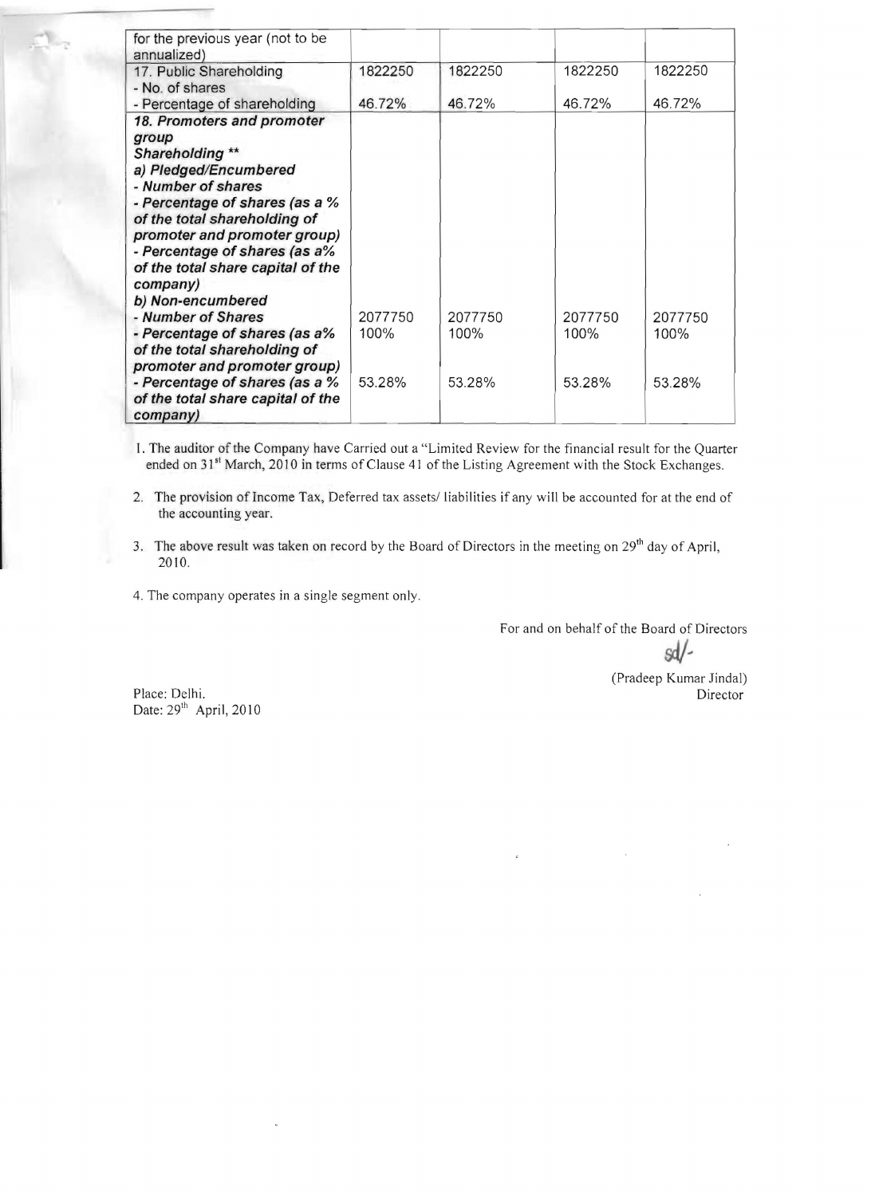| | | | | |
|---|---|---|---|---|
| for the previous year (not to be annualized) | | | | |
| 17. Public Shareholding<br>- No. of shares<br>- Percentage of shareholding | 1822250<br><br>46.72% | 1822250<br><br>46.72% | 1822250<br><br>46.72% | 1822250<br><br>46.72% |
| ***18. Promoters and promoter group Shareholding \*\**** <br>***a) Pledged/Encumbered***<br>***- Number of shares***<br>***- Percentage of shares (as a % of the total shareholding of promoter and promoter group)***<br>***- Percentage of shares (as a% of the total share capital of the company)***<br>***b) Non-encumbered***<br>***- Number of Shares***<br>***- Percentage of shares (as a% of the total shareholding of promoter and promoter group)***<br>***- Percentage of shares (as a % of the total share capital of the company)*** | <br><br><br><br><br><br><br>2077750<br>100%<br><br>53.28% | <br><br><br><br><br><br><br>2077750<br>100%<br><br>53.28% | <br><br><br><br><br><br><br>2077750<br>100%<br><br>53.28% | <br><br><br><br><br><br><br>2077750<br>100%<br><br>53.28% |

1. The auditor of the Company have Carried out a "Limited Review for the financial result for the Quarter ended on 31st March, 2010 in terms of Clause 41 of the Listing Agreement with the Stock Exchanges.

2. The provision of Income Tax, Deferred tax assets/ liabilities if any will be accounted for at the end of the accounting year.

3. The above result was taken on record by the Board of Directors in the meeting on 29th day of April, 2010.

4. The company operates in a single segment only.

For and on behalf of the Board of Directors

sd/-

(Pradeep Kumar Jindal)
Director

Place: Delhi.
Date: 29th April, 2010